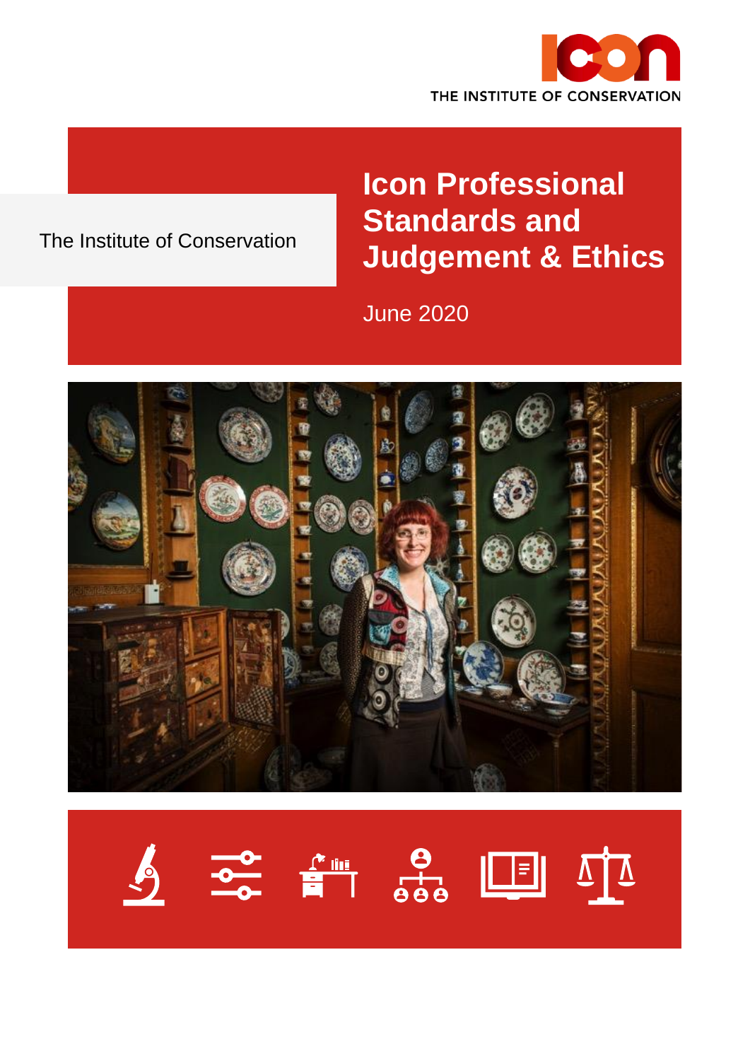THE INSTITUTE OF CONSERVATION

The Institute of Conservation

# Icon Professional Standards and Judgement & Ethics

June 2020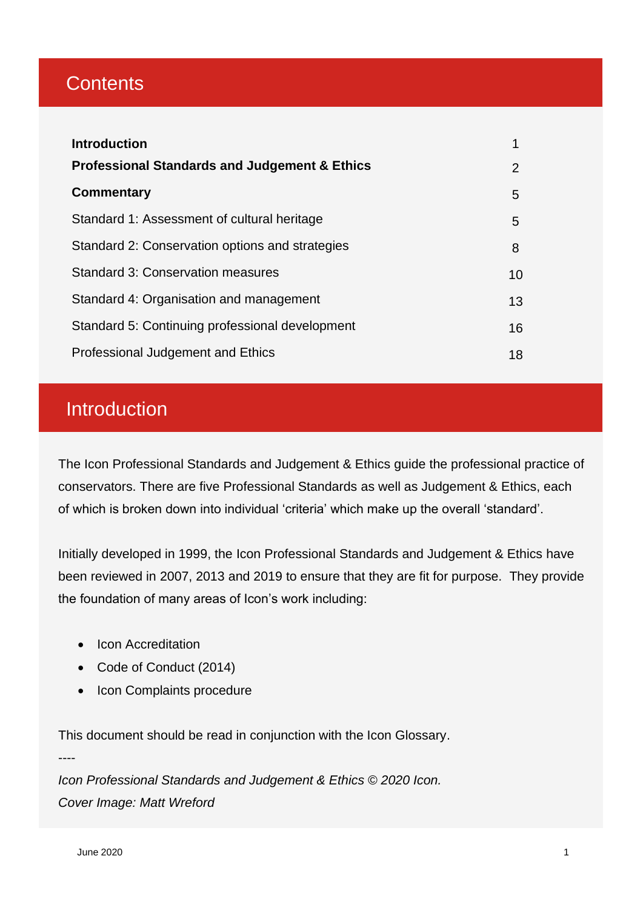## Contents

| | |
|---|---|
| **Introduction** | 1 |
| **Professional Standards and Judgement & Ethics** | 2 |
| **Commentary** | 5 |
| Standard 1: Assessment of cultural heritage | 5 |
| Standard 2: Conservation options and strategies | 8 |
| Standard 3: Conservation measures | 10 |
| Standard 4: Organisation and management | 13 |
| Standard 5: Continuing professional development | 16 |
| Professional Judgement and Ethics | 18 |

## Introduction

The Icon Professional Standards and Judgement & Ethics guide the professional practice of conservators. There are five Professional Standards as well as Judgement & Ethics, each of which is broken down into individual 'criteria' which make up the overall 'standard'.

Initially developed in 1999, the Icon Professional Standards and Judgement & Ethics have been reviewed in 2007, 2013 and 2019 to ensure that they are fit for purpose. They provide the foundation of many areas of Icon's work including:

- Icon Accreditation
- Code of Conduct (2014)
- Icon Complaints procedure

This document should be read in conjunction with the Icon Glossary.

----

*Icon Professional Standards and Judgement & Ethics © 2020 Icon.*

*Cover Image: Matt Wreford*

June 2020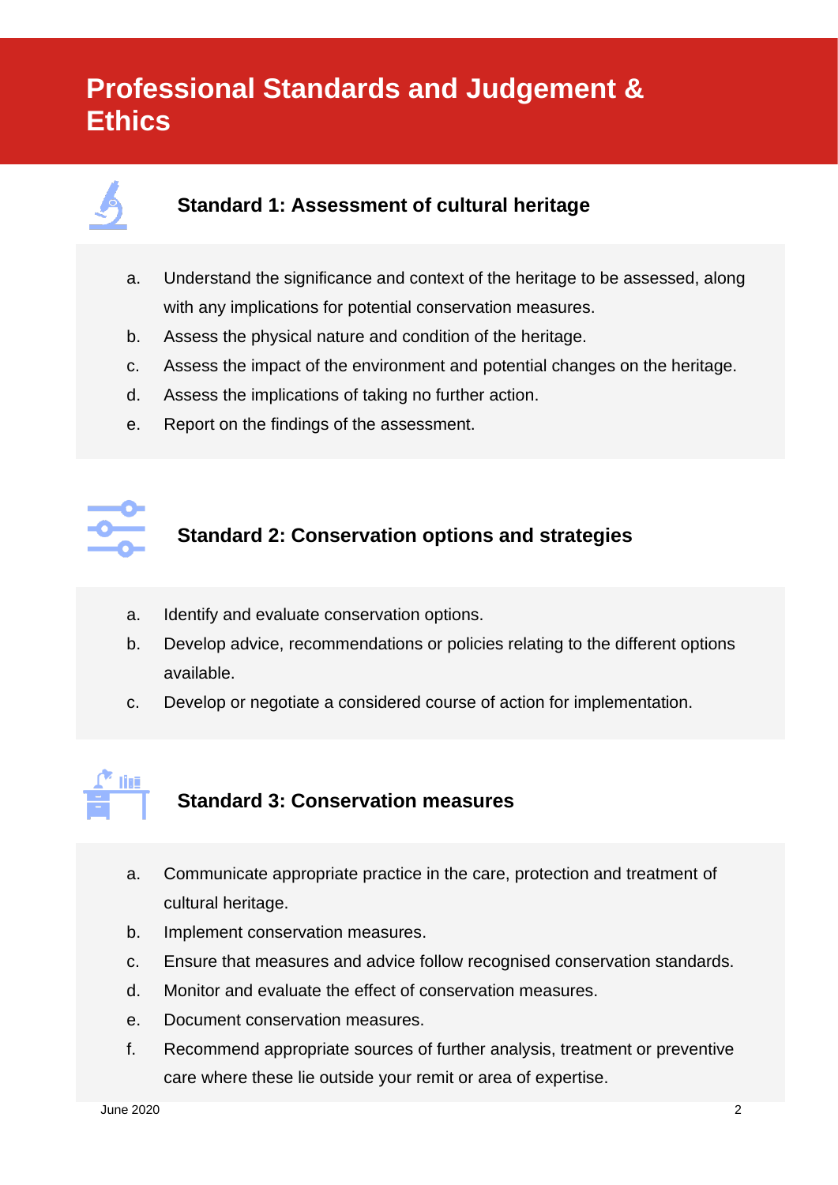# Professional Standards and Judgement & Ethics

## Standard 1: Assessment of cultural heritage

a. Understand the significance and context of the heritage to be assessed, along with any implications for potential conservation measures.
b. Assess the physical nature and condition of the heritage.
c. Assess the impact of the environment and potential changes on the heritage.
d. Assess the implications of taking no further action.
e. Report on the findings of the assessment.

## Standard 2: Conservation options and strategies

a. Identify and evaluate conservation options.
b. Develop advice, recommendations or policies relating to the different options available.
c. Develop or negotiate a considered course of action for implementation.

## Standard 3: Conservation measures

a. Communicate appropriate practice in the care, protection and treatment of cultural heritage.
b. Implement conservation measures.
c. Ensure that measures and advice follow recognised conservation standards.
d. Monitor and evaluate the effect of conservation measures.
e. Document conservation measures.
f. Recommend appropriate sources of further analysis, treatment or preventive care where these lie outside your remit or area of expertise.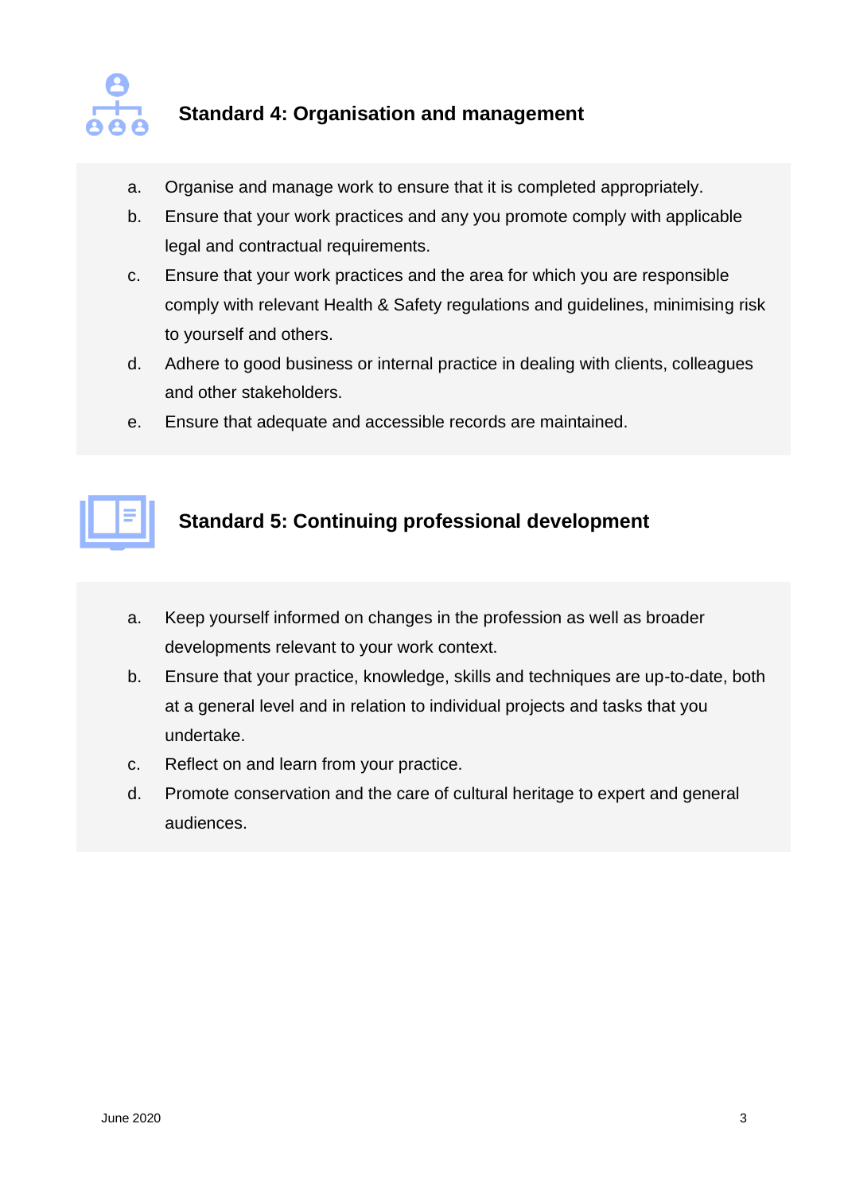## Standard 4: Organisation and management

a. Organise and manage work to ensure that it is completed appropriately.
b. Ensure that your work practices and any you promote comply with applicable legal and contractual requirements.
c. Ensure that your work practices and the area for which you are responsible comply with relevant Health & Safety regulations and guidelines, minimising risk to yourself and others.
d. Adhere to good business or internal practice in dealing with clients, colleagues and other stakeholders.
e. Ensure that adequate and accessible records are maintained.

## Standard 5: Continuing professional development

a. Keep yourself informed on changes in the profession as well as broader developments relevant to your work context.
b. Ensure that your practice, knowledge, skills and techniques are up-to-date, both at a general level and in relation to individual projects and tasks that you undertake.
c. Reflect on and learn from your practice.
d. Promote conservation and the care of cultural heritage to expert and general audiences.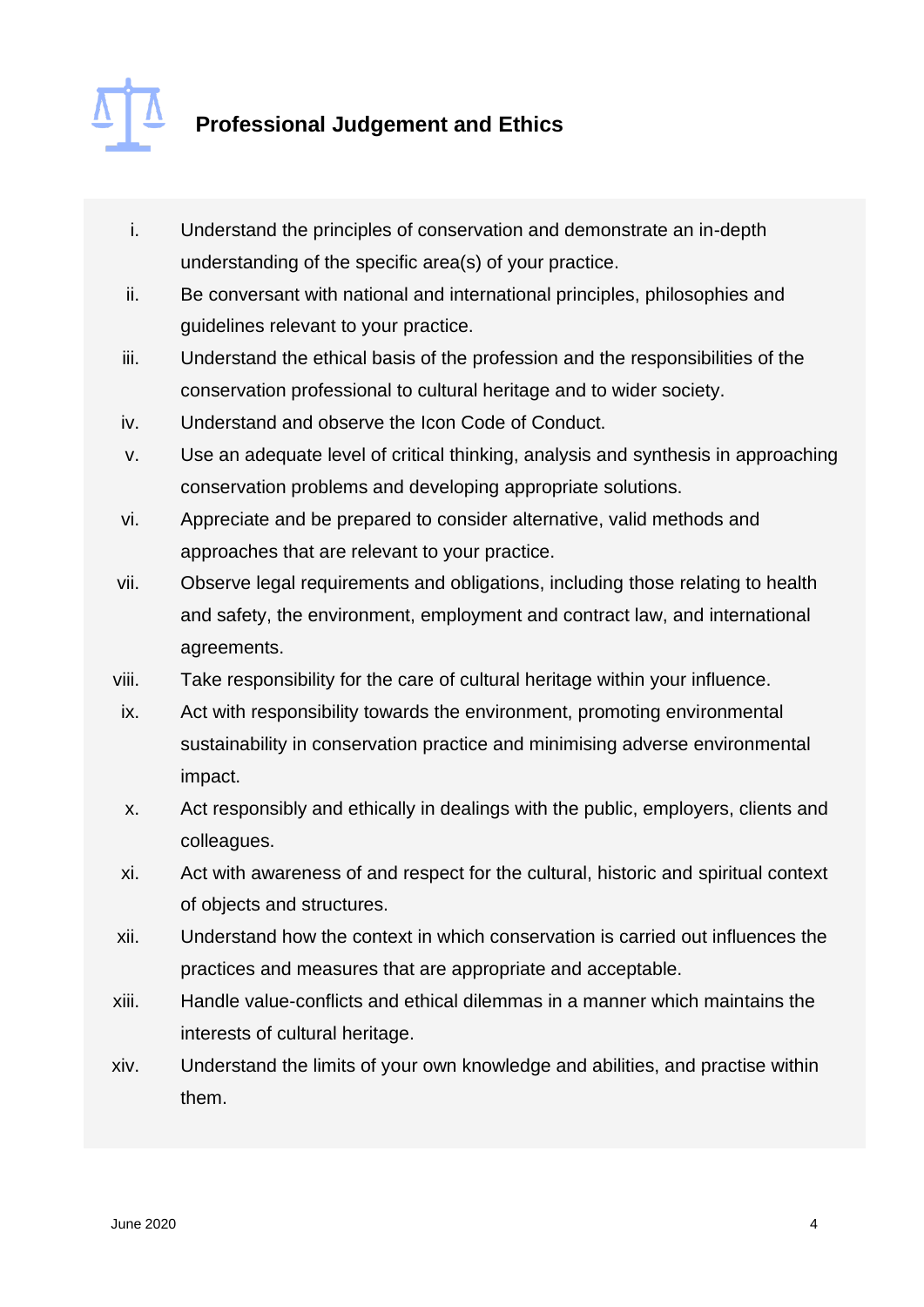## Professional Judgement and Ethics

i. Understand the principles of conservation and demonstrate an in-depth understanding of the specific area(s) of your practice.
ii. Be conversant with national and international principles, philosophies and guidelines relevant to your practice.
iii. Understand the ethical basis of the profession and the responsibilities of the conservation professional to cultural heritage and to wider society.
iv. Understand and observe the Icon Code of Conduct.
v. Use an adequate level of critical thinking, analysis and synthesis in approaching conservation problems and developing appropriate solutions.
vi. Appreciate and be prepared to consider alternative, valid methods and approaches that are relevant to your practice.
vii. Observe legal requirements and obligations, including those relating to health and safety, the environment, employment and contract law, and international agreements.
viii. Take responsibility for the care of cultural heritage within your influence.
ix. Act with responsibility towards the environment, promoting environmental sustainability in conservation practice and minimising adverse environmental impact.
x. Act responsibly and ethically in dealings with the public, employers, clients and colleagues.
xi. Act with awareness of and respect for the cultural, historic and spiritual context of objects and structures.
xii. Understand how the context in which conservation is carried out influences the practices and measures that are appropriate and acceptable.
xiii. Handle value-conflicts and ethical dilemmas in a manner which maintains the interests of cultural heritage.
xiv. Understand the limits of your own knowledge and abilities, and practise within them.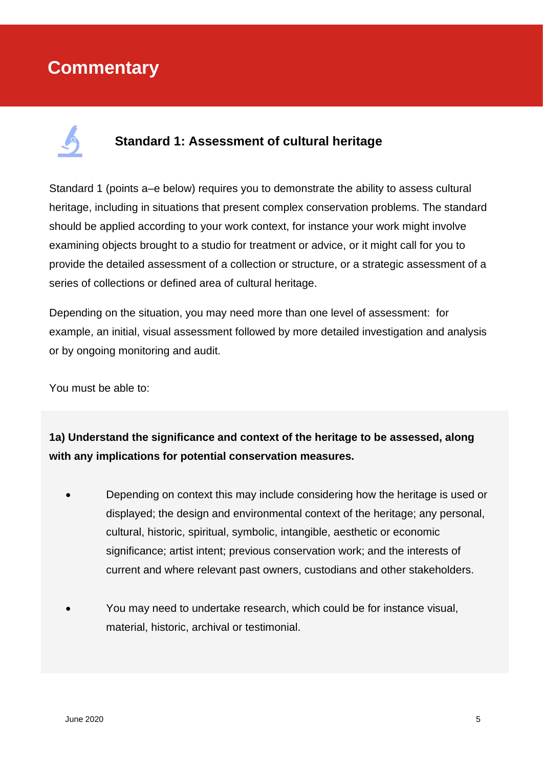# Commentary

## Standard 1: Assessment of cultural heritage

Standard 1 (points a–e below) requires you to demonstrate the ability to assess cultural heritage, including in situations that present complex conservation problems. The standard should be applied according to your work context, for instance your work might involve examining objects brought to a studio for treatment or advice, or it might call for you to provide the detailed assessment of a collection or structure, or a strategic assessment of a series of collections or defined area of cultural heritage.

Depending on the situation, you may need more than one level of assessment: for example, an initial, visual assessment followed by more detailed investigation and analysis or by ongoing monitoring and audit.

You must be able to:

**1a) Understand the significance and context of the heritage to be assessed, along with any implications for potential conservation measures.**

- Depending on context this may include considering how the heritage is used or displayed; the design and environmental context of the heritage; any personal, cultural, historic, spiritual, symbolic, intangible, aesthetic or economic significance; artist intent; previous conservation work; and the interests of current and where relevant past owners, custodians and other stakeholders.
- You may need to undertake research, which could be for instance visual, material, historic, archival or testimonial.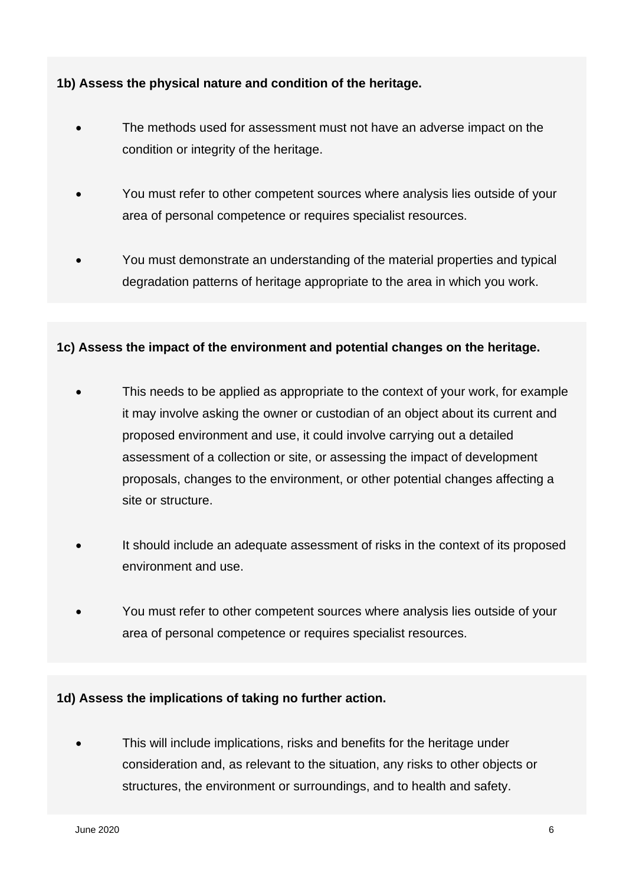**1b) Assess the physical nature and condition of the heritage.**

- The methods used for assessment must not have an adverse impact on the condition or integrity of the heritage.
- You must refer to other competent sources where analysis lies outside of your area of personal competence or requires specialist resources.
- You must demonstrate an understanding of the material properties and typical degradation patterns of heritage appropriate to the area in which you work.

**1c) Assess the impact of the environment and potential changes on the heritage.**

- This needs to be applied as appropriate to the context of your work, for example it may involve asking the owner or custodian of an object about its current and proposed environment and use, it could involve carrying out a detailed assessment of a collection or site, or assessing the impact of development proposals, changes to the environment, or other potential changes affecting a site or structure.
- It should include an adequate assessment of risks in the context of its proposed environment and use.
- You must refer to other competent sources where analysis lies outside of your area of personal competence or requires specialist resources.

**1d) Assess the implications of taking no further action.**

- This will include implications, risks and benefits for the heritage under consideration and, as relevant to the situation, any risks to other objects or structures, the environment or surroundings, and to health and safety.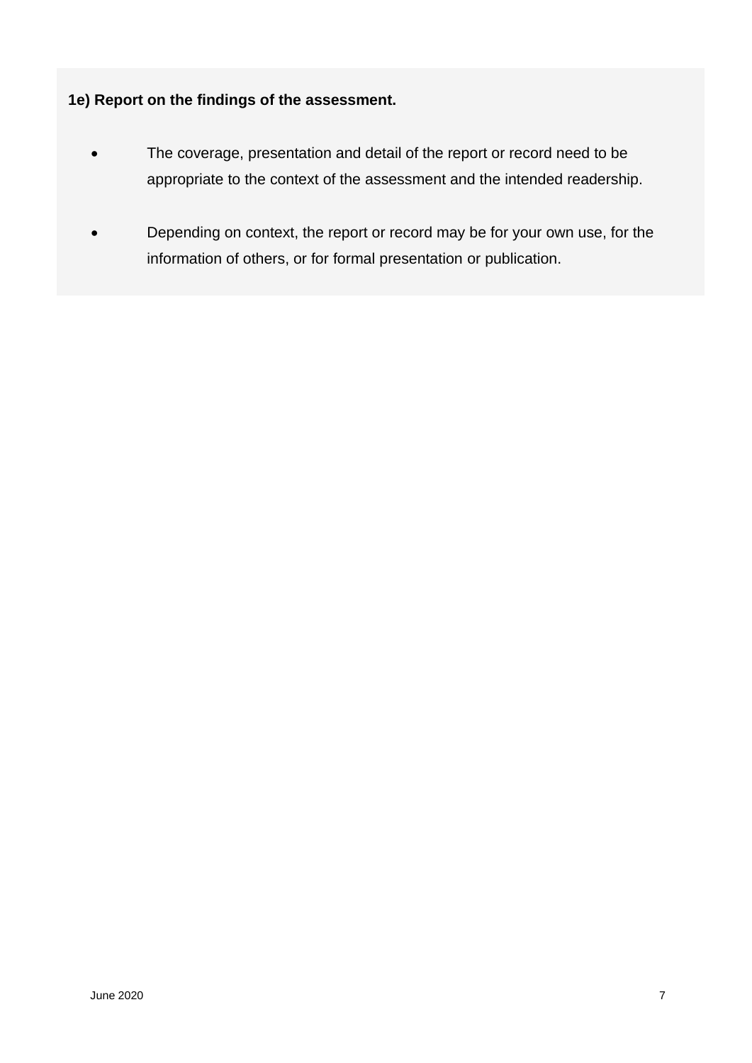**1e) Report on the findings of the assessment.**

- The coverage, presentation and detail of the report or record need to be appropriate to the context of the assessment and the intended readership.
- Depending on context, the report or record may be for your own use, for the information of others, or for formal presentation or publication.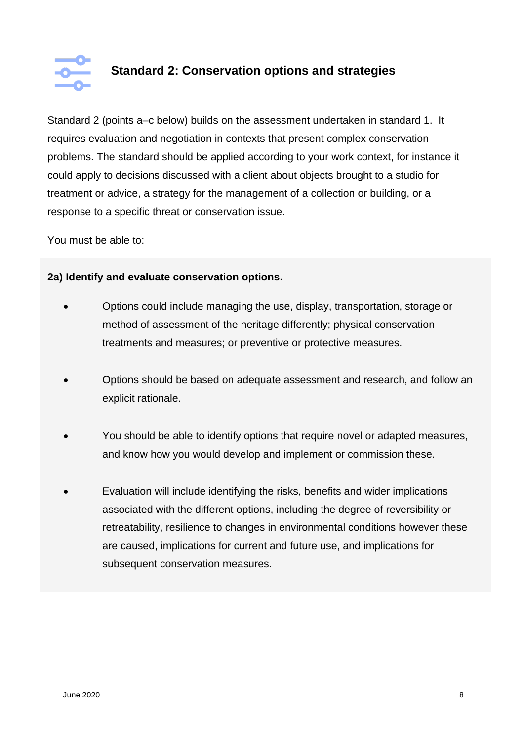## Standard 2: Conservation options and strategies

Standard 2 (points a–c below) builds on the assessment undertaken in standard 1. It requires evaluation and negotiation in contexts that present complex conservation problems. The standard should be applied according to your work context, for instance it could apply to decisions discussed with a client about objects brought to a studio for treatment or advice, a strategy for the management of a collection or building, or a response to a specific threat or conservation issue.

You must be able to:

**2a) Identify and evaluate conservation options.**

- Options could include managing the use, display, transportation, storage or method of assessment of the heritage differently; physical conservation treatments and measures; or preventive or protective measures.
- Options should be based on adequate assessment and research, and follow an explicit rationale.
- You should be able to identify options that require novel or adapted measures, and know how you would develop and implement or commission these.
- Evaluation will include identifying the risks, benefits and wider implications associated with the different options, including the degree of reversibility or retreatability, resilience to changes in environmental conditions however these are caused, implications for current and future use, and implications for subsequent conservation measures.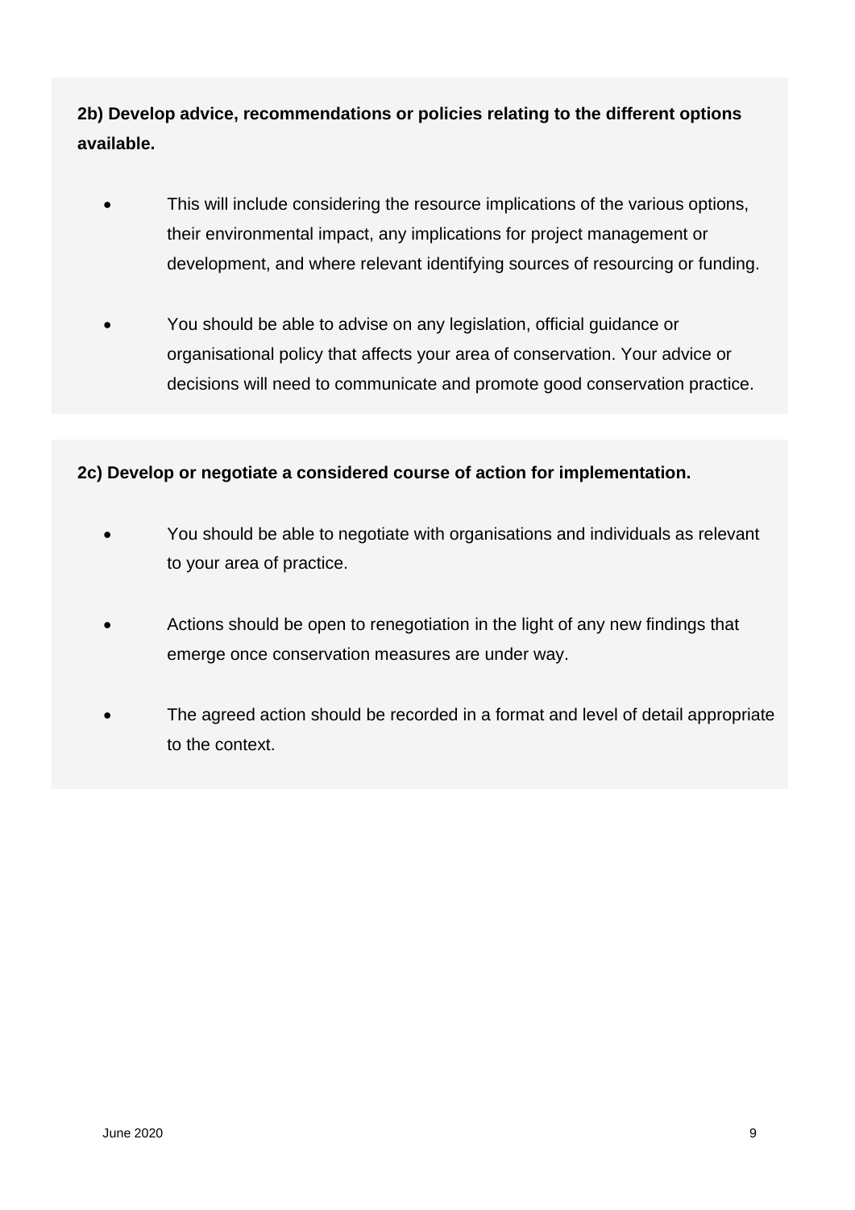**2b) Develop advice, recommendations or policies relating to the different options available.**

- This will include considering the resource implications of the various options, their environmental impact, any implications for project management or development, and where relevant identifying sources of resourcing or funding.
- You should be able to advise on any legislation, official guidance or organisational policy that affects your area of conservation. Your advice or decisions will need to communicate and promote good conservation practice.

**2c) Develop or negotiate a considered course of action for implementation.**

- You should be able to negotiate with organisations and individuals as relevant to your area of practice.
- Actions should be open to renegotiation in the light of any new findings that emerge once conservation measures are under way.
- The agreed action should be recorded in a format and level of detail appropriate to the context.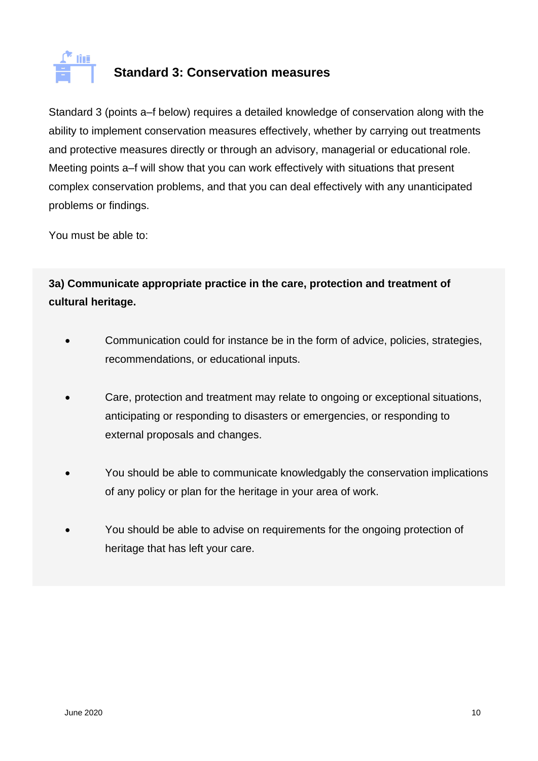## Standard 3: Conservation measures

Standard 3 (points a–f below) requires a detailed knowledge of conservation along with the ability to implement conservation measures effectively, whether by carrying out treatments and protective measures directly or through an advisory, managerial or educational role. Meeting points a–f will show that you can work effectively with situations that present complex conservation problems, and that you can deal effectively with any unanticipated problems or findings.

You must be able to:

**3a) Communicate appropriate practice in the care, protection and treatment of cultural heritage.**

- Communication could for instance be in the form of advice, policies, strategies, recommendations, or educational inputs.
- Care, protection and treatment may relate to ongoing or exceptional situations, anticipating or responding to disasters or emergencies, or responding to external proposals and changes.
- You should be able to communicate knowledgably the conservation implications of any policy or plan for the heritage in your area of work.
- You should be able to advise on requirements for the ongoing protection of heritage that has left your care.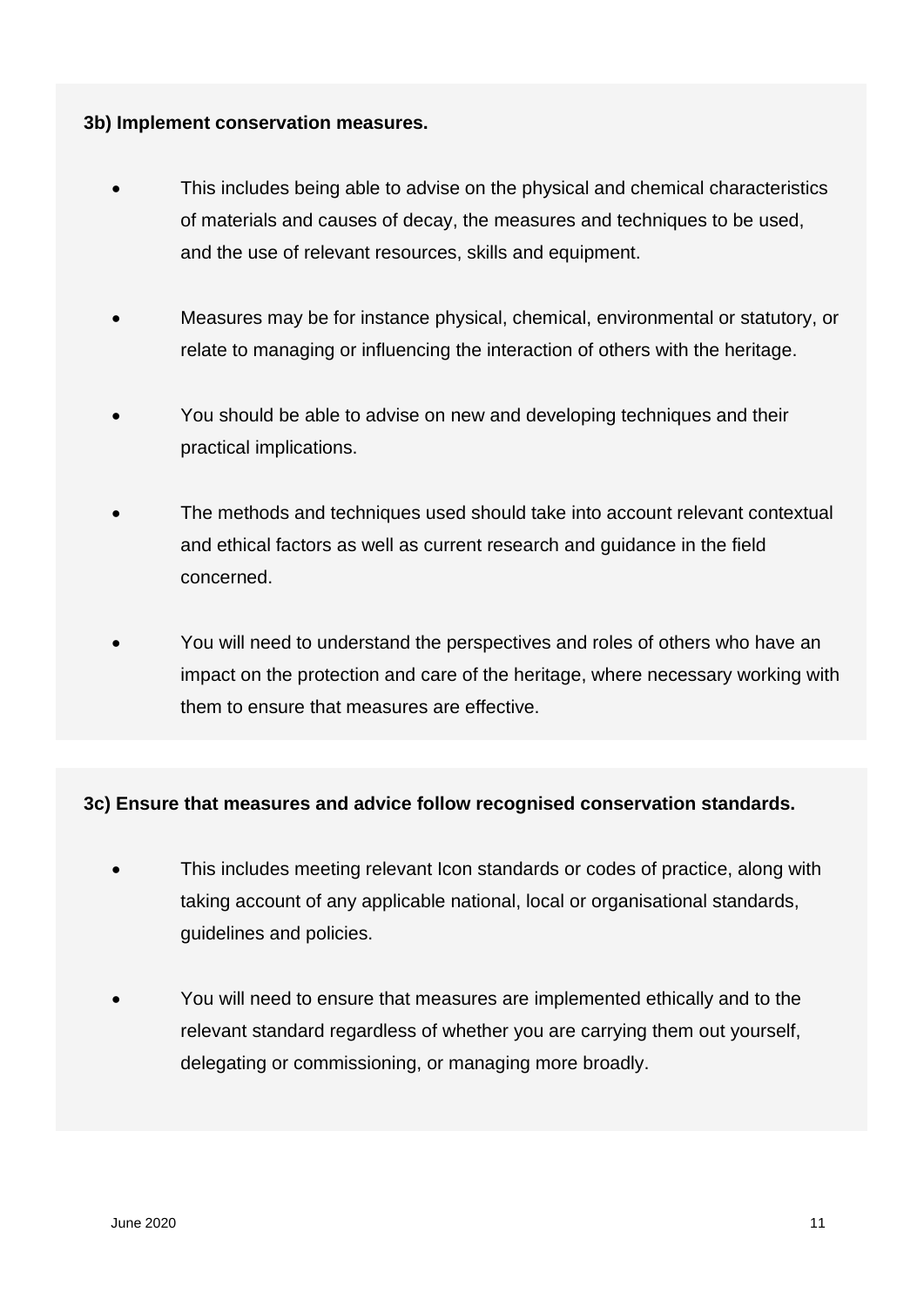**3b) Implement conservation measures.**

- This includes being able to advise on the physical and chemical characteristics of materials and causes of decay, the measures and techniques to be used, and the use of relevant resources, skills and equipment.
- Measures may be for instance physical, chemical, environmental or statutory, or relate to managing or influencing the interaction of others with the heritage.
- You should be able to advise on new and developing techniques and their practical implications.
- The methods and techniques used should take into account relevant contextual and ethical factors as well as current research and guidance in the field concerned.
- You will need to understand the perspectives and roles of others who have an impact on the protection and care of the heritage, where necessary working with them to ensure that measures are effective.

**3c) Ensure that measures and advice follow recognised conservation standards.**

- This includes meeting relevant Icon standards or codes of practice, along with taking account of any applicable national, local or organisational standards, guidelines and policies.
- You will need to ensure that measures are implemented ethically and to the relevant standard regardless of whether you are carrying them out yourself, delegating or commissioning, or managing more broadly.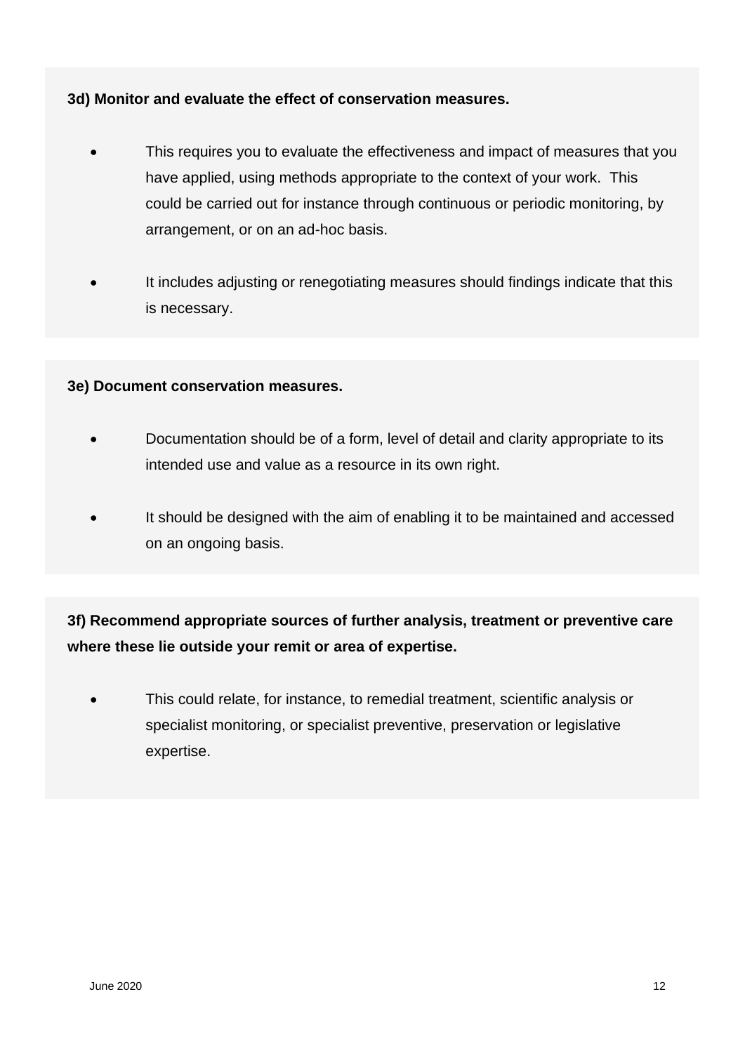**3d) Monitor and evaluate the effect of conservation measures.**

- This requires you to evaluate the effectiveness and impact of measures that you have applied, using methods appropriate to the context of your work. This could be carried out for instance through continuous or periodic monitoring, by arrangement, or on an ad-hoc basis.
- It includes adjusting or renegotiating measures should findings indicate that this is necessary.

**3e) Document conservation measures.**

- Documentation should be of a form, level of detail and clarity appropriate to its intended use and value as a resource in its own right.
- It should be designed with the aim of enabling it to be maintained and accessed on an ongoing basis.

**3f) Recommend appropriate sources of further analysis, treatment or preventive care where these lie outside your remit or area of expertise.**

- This could relate, for instance, to remedial treatment, scientific analysis or specialist monitoring, or specialist preventive, preservation or legislative expertise.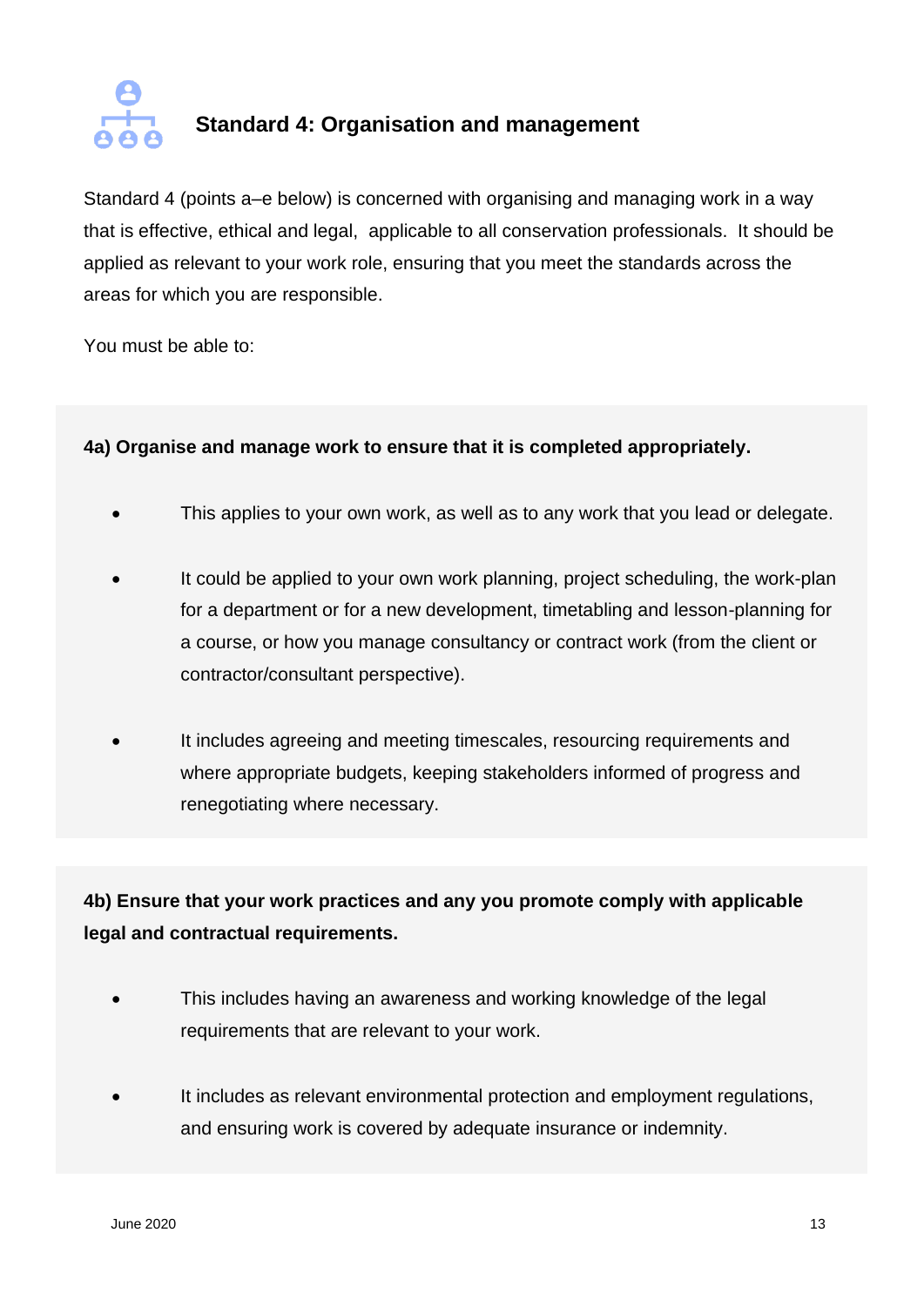## Standard 4: Organisation and management

Standard 4 (points a–e below) is concerned with organising and managing work in a way that is effective, ethical and legal, applicable to all conservation professionals. It should be applied as relevant to your work role, ensuring that you meet the standards across the areas for which you are responsible.

You must be able to:

**4a) Organise and manage work to ensure that it is completed appropriately.**

- This applies to your own work, as well as to any work that you lead or delegate.
- It could be applied to your own work planning, project scheduling, the work-plan for a department or for a new development, timetabling and lesson-planning for a course, or how you manage consultancy or contract work (from the client or contractor/consultant perspective).
- It includes agreeing and meeting timescales, resourcing requirements and where appropriate budgets, keeping stakeholders informed of progress and renegotiating where necessary.

**4b) Ensure that your work practices and any you promote comply with applicable legal and contractual requirements.**

- This includes having an awareness and working knowledge of the legal requirements that are relevant to your work.
- It includes as relevant environmental protection and employment regulations, and ensuring work is covered by adequate insurance or indemnity.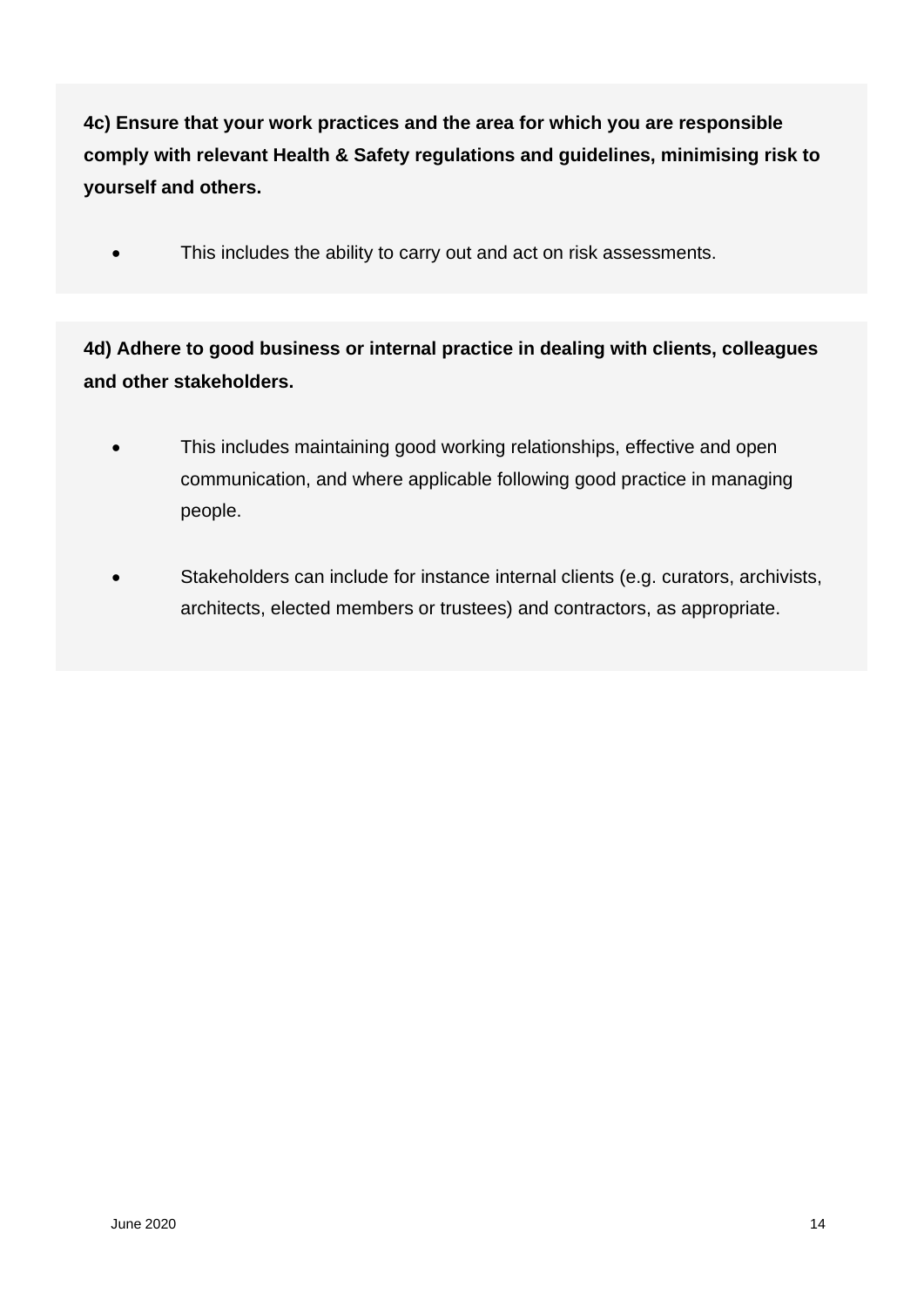**4c) Ensure that your work practices and the area for which you are responsible comply with relevant Health & Safety regulations and guidelines, minimising risk to yourself and others.**

- This includes the ability to carry out and act on risk assessments.

**4d) Adhere to good business or internal practice in dealing with clients, colleagues and other stakeholders.**

- This includes maintaining good working relationships, effective and open communication, and where applicable following good practice in managing people.
- Stakeholders can include for instance internal clients (e.g. curators, archivists, architects, elected members or trustees) and contractors, as appropriate.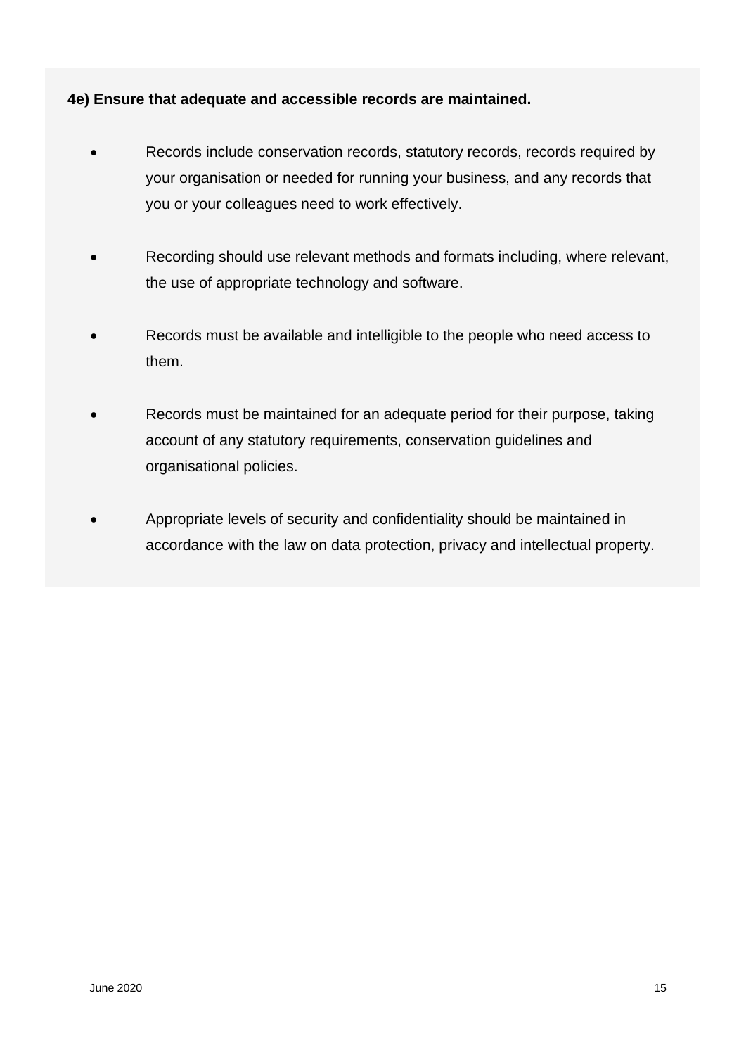**4e) Ensure that adequate and accessible records are maintained.**

- Records include conservation records, statutory records, records required by your organisation or needed for running your business, and any records that you or your colleagues need to work effectively.

- Recording should use relevant methods and formats including, where relevant, the use of appropriate technology and software.

- Records must be available and intelligible to the people who need access to them.

- Records must be maintained for an adequate period for their purpose, taking account of any statutory requirements, conservation guidelines and organisational policies.

- Appropriate levels of security and confidentiality should be maintained in accordance with the law on data protection, privacy and intellectual property.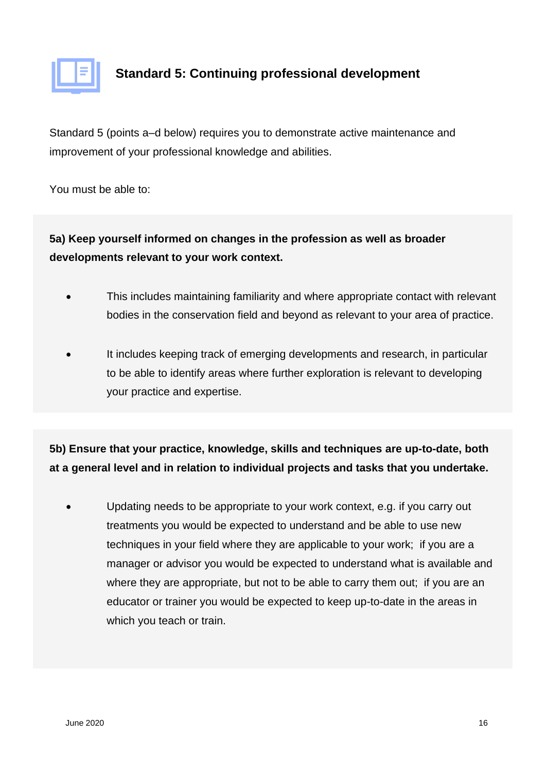## Standard 5: Continuing professional development

Standard 5 (points a–d below) requires you to demonstrate active maintenance and improvement of your professional knowledge and abilities.

You must be able to:

**5a) Keep yourself informed on changes in the profession as well as broader developments relevant to your work context.**

- This includes maintaining familiarity and where appropriate contact with relevant bodies in the conservation field and beyond as relevant to your area of practice.
- It includes keeping track of emerging developments and research, in particular to be able to identify areas where further exploration is relevant to developing your practice and expertise.

**5b) Ensure that your practice, knowledge, skills and techniques are up-to-date, both at a general level and in relation to individual projects and tasks that you undertake.**

- Updating needs to be appropriate to your work context, e.g. if you carry out treatments you would be expected to understand and be able to use new techniques in your field where they are applicable to your work; if you are a manager or advisor you would be expected to understand what is available and where they are appropriate, but not to be able to carry them out; if you are an educator or trainer you would be expected to keep up-to-date in the areas in which you teach or train.

June 2020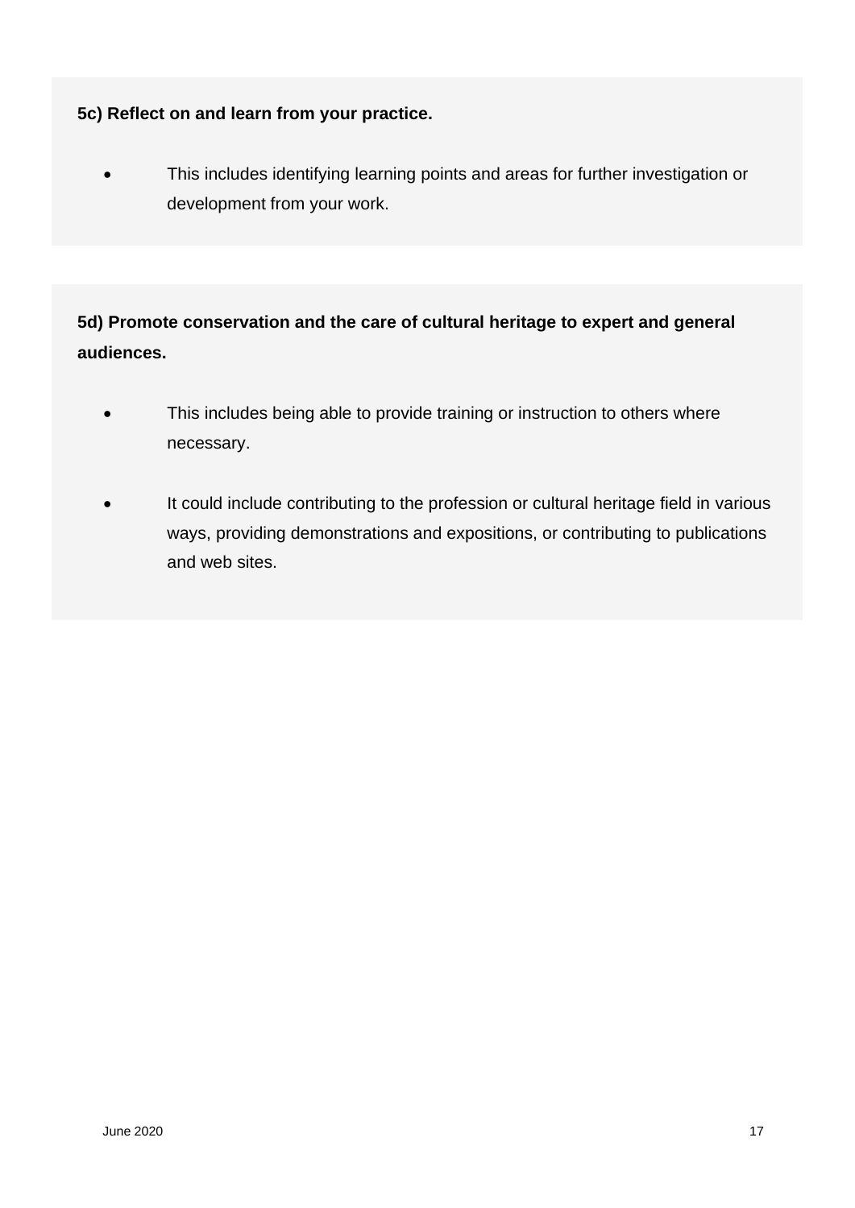**5c) Reflect on and learn from your practice.**

- This includes identifying learning points and areas for further investigation or development from your work.

**5d) Promote conservation and the care of cultural heritage to expert and general audiences.**

- This includes being able to provide training or instruction to others where necessary.
- It could include contributing to the profession or cultural heritage field in various ways, providing demonstrations and expositions, or contributing to publications and web sites.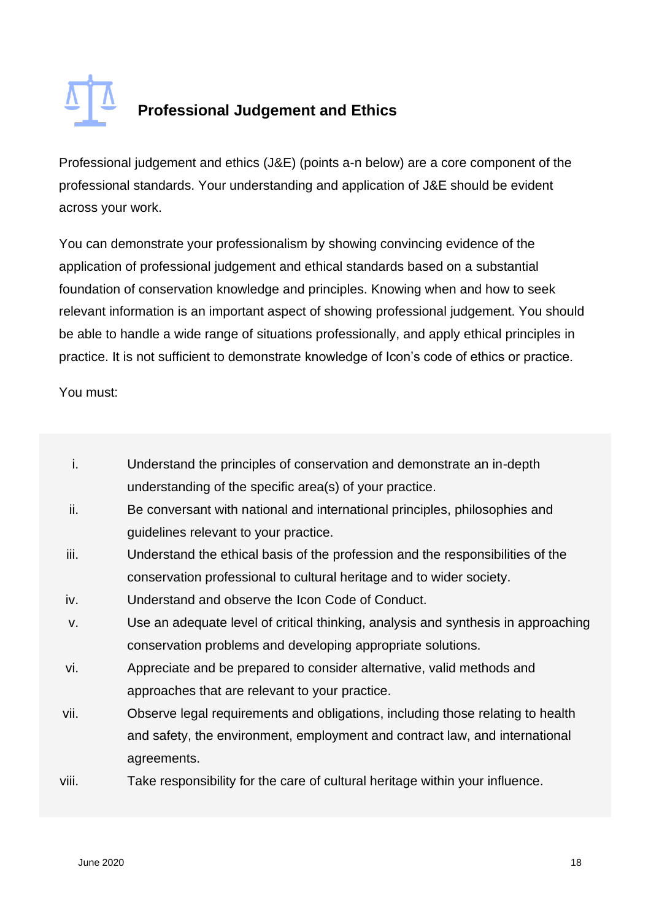## Professional Judgement and Ethics

Professional judgement and ethics (J&E) (points a-n below) are a core component of the professional standards. Your understanding and application of J&E should be evident across your work.

You can demonstrate your professionalism by showing convincing evidence of the application of professional judgement and ethical standards based on a substantial foundation of conservation knowledge and principles. Knowing when and how to seek relevant information is an important aspect of showing professional judgement. You should be able to handle a wide range of situations professionally, and apply ethical principles in practice. It is not sufficient to demonstrate knowledge of Icon's code of ethics or practice.

You must:

i. Understand the principles of conservation and demonstrate an in-depth understanding of the specific area(s) of your practice.

ii. Be conversant with national and international principles, philosophies and guidelines relevant to your practice.

iii. Understand the ethical basis of the profession and the responsibilities of the conservation professional to cultural heritage and to wider society.

iv. Understand and observe the Icon Code of Conduct.

v. Use an adequate level of critical thinking, analysis and synthesis in approaching conservation problems and developing appropriate solutions.

vi. Appreciate and be prepared to consider alternative, valid methods and approaches that are relevant to your practice.

vii. Observe legal requirements and obligations, including those relating to health and safety, the environment, employment and contract law, and international agreements.

viii. Take responsibility for the care of cultural heritage within your influence.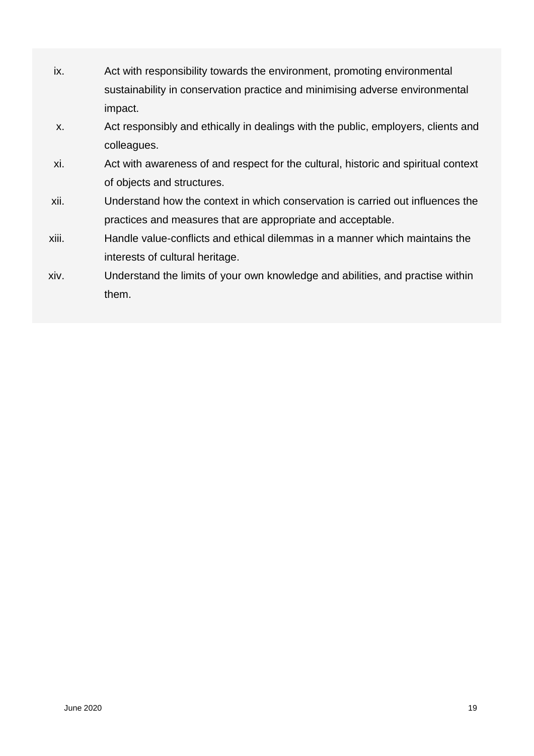ix. Act with responsibility towards the environment, promoting environmental sustainability in conservation practice and minimising adverse environmental impact.

x. Act responsibly and ethically in dealings with the public, employers, clients and colleagues.

xi. Act with awareness of and respect for the cultural, historic and spiritual context of objects and structures.

xii. Understand how the context in which conservation is carried out influences the practices and measures that are appropriate and acceptable.

xiii. Handle value-conflicts and ethical dilemmas in a manner which maintains the interests of cultural heritage.

xiv. Understand the limits of your own knowledge and abilities, and practise within them.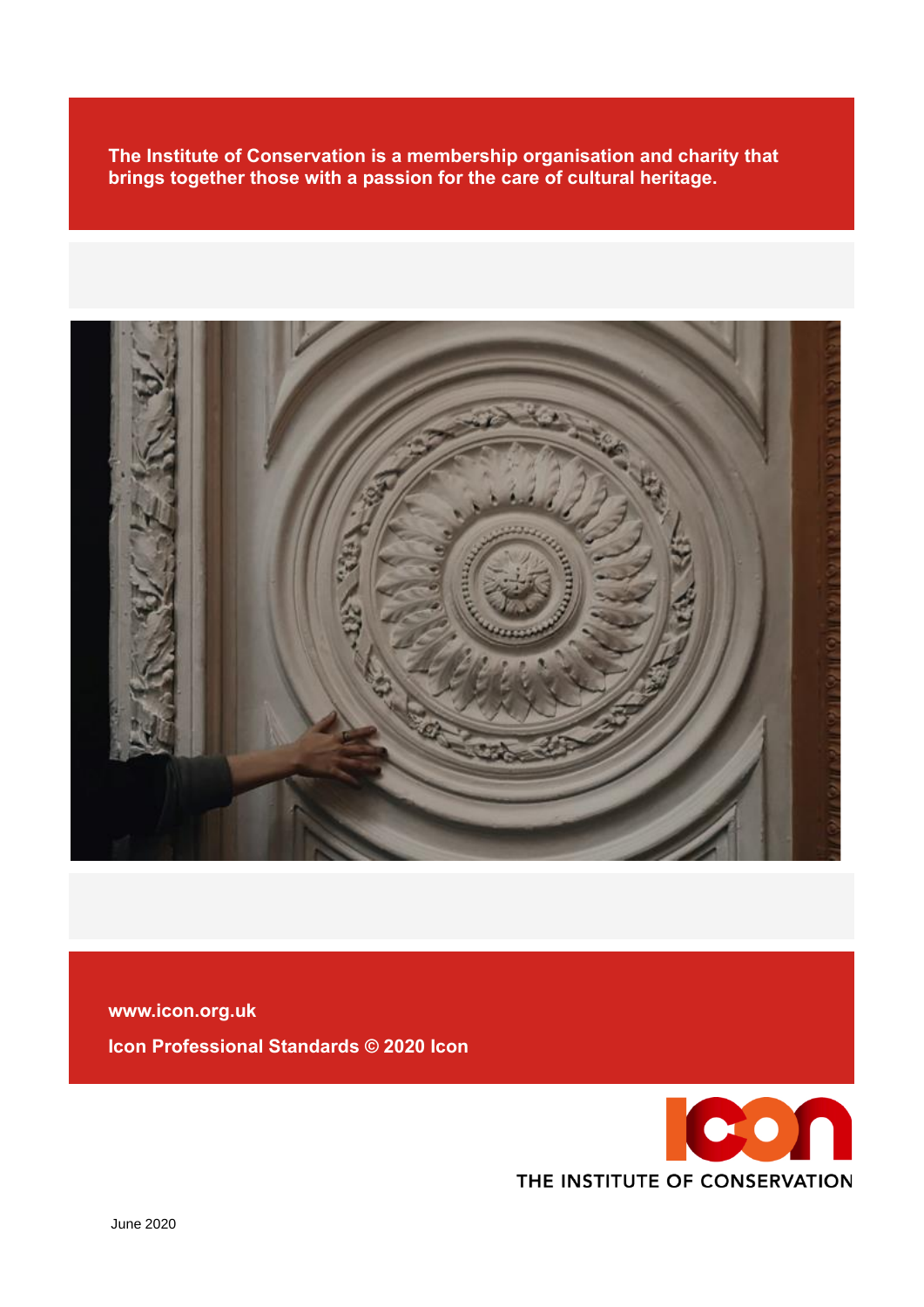**The Institute of Conservation is a membership organisation and charity that brings together those with a passion for the care of cultural heritage.**

**www.icon.org.uk**

**Icon Professional Standards © 2020 Icon**

THE INSTITUTE OF CONSERVATION

June 2020